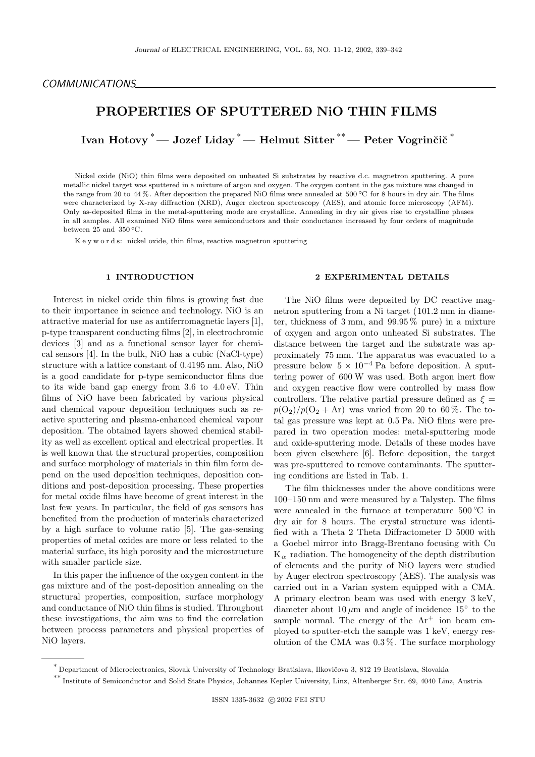COMMUNICATIONS

# PROPERTIES OF SPUTTERED NiO THIN FILMS

**Ivan Hotovy [*] — Jozef Liday [*] — Helmut Sitter [**] — Peter Vogrinčič [*]**

Nickel oxide (NiO) thin films were deposited on unheated Si substrates by reactive d.c. magnetron sputtering. A pure metallic nickel target was sputtered in a mixture of argon and oxygen. The oxygen content in the gas mixture was changed in the range from 20 to 44 %. After deposition the prepared NiO films were annealed at 500 °C for 8 hours in dry air. The films were characterized by X-ray diffraction (XRD), Auger electron spectroscopy (AES), and atomic force microscopy (AFM). Only as-deposited films in the metal-sputtering mode are crystalline. Annealing in dry air gives rise to crystalline phases in all samples. All examined NiO films were semiconductors and their conductance increased by four orders of magnitude between 25 and 350 °C.

K e y w o r d s: nickel oxide, thin films, reactive magnetron sputtering

## 1 INTRODUCTION

Interest in nickel oxide thin films is growing fast due to their importance in science and technology. NiO is an attractive material for use as antiferromagnetic layers [1], p-type transparent conducting films [2], in electrochromic devices [3] and as a functional sensor layer for chemical sensors [4]. In the bulk, NiO has a cubic (NaCl-type) structure with a lattice constant of 0.4195 nm. Also, NiO is a good candidate for p-type semiconductor films due to its wide band gap energy from 3.6 to 4.0 eV. Thin films of NiO have been fabricated by various physical and chemical vapour deposition techniques such as reactive sputtering and plasma-enhanced chemical vapour deposition. The obtained layers showed chemical stability as well as excellent optical and electrical properties. It is well known that the structural properties, composition and surface morphology of materials in thin film form depend on the used deposition techniques, deposition conditions and post-deposition processing. These properties for metal oxide films have become of great interest in the last few years. In particular, the field of gas sensors has benefited from the production of materials characterized by a high surface to volume ratio [5]. The gas-sensing properties of metal oxides are more or less related to the material surface, its high porosity and the microstructure with smaller particle size.

In this paper the influence of the oxygen content in the gas mixture and of the post-deposition annealing on the structural properties, composition, surface morphology and conductance of NiO thin films is studied. Throughout these investigations, the aim was to find the correlation between process parameters and physical properties of NiO layers.

## 2 EXPERIMENTAL DETAILS

The NiO films were deposited by DC reactive magnetron sputtering from a Ni target (101.2 mm in diameter, thickness of 3 mm, and 99.95 % pure) in a mixture of oxygen and argon onto unheated Si substrates. The distance between the target and the substrate was approximately 75 mm. The apparatus was evacuated to a pressure below $5 \times 10^{-4}$ Pa before deposition. A sputtering power of 600 W was used. Both argon inert flow and oxygen reactive flow were controlled by mass flow controllers. The relative partial pressure defined as $\xi = p(O_2)/p(O_2 + Ar)$ was varied from 20 to 60 %. The total gas pressure was kept at 0.5 Pa. NiO films were prepared in two operation modes: metal-sputtering mode and oxide-sputtering mode. Details of these modes have been given elsewhere [6]. Before deposition, the target was pre-sputtered to remove contaminants. The sputtering conditions are listed in Tab. 1.

The film thicknesses under the above conditions were 100–150 nm and were measured by a Talystep. The films were annealed in the furnace at temperature 500 °C in dry air for 8 hours. The crystal structure was identified with a Theta 2 Theta Diffractometer D 5000 with a Goebel mirror into Bragg-Brentano focusing with Cu $K_\alpha$ radiation. The homogeneity of the depth distribution of elements and the purity of NiO layers were studied by Auger electron spectroscopy (AES). The analysis was carried out in a Varian system equipped with a CMA. A primary electron beam was used with energy 3 keV, diameter about 10 $\mu$m and angle of incidence 15° to the sample normal. The energy of the $Ar^+$ ion beam employed to sputter-etch the sample was 1 keV, energy resolution of the CMA was 0.3 %. The surface morphology

---

[*] Department of Microelectronics, Slovak University of Technology Bratislava, Ilkovičova 3, 812 19 Bratislava, Slovakia

[**] Institute of Semiconductor and Solid State Physics, Johannes Kepler University, Linz, Altenberger Str. 69, 4040 Linz, Austria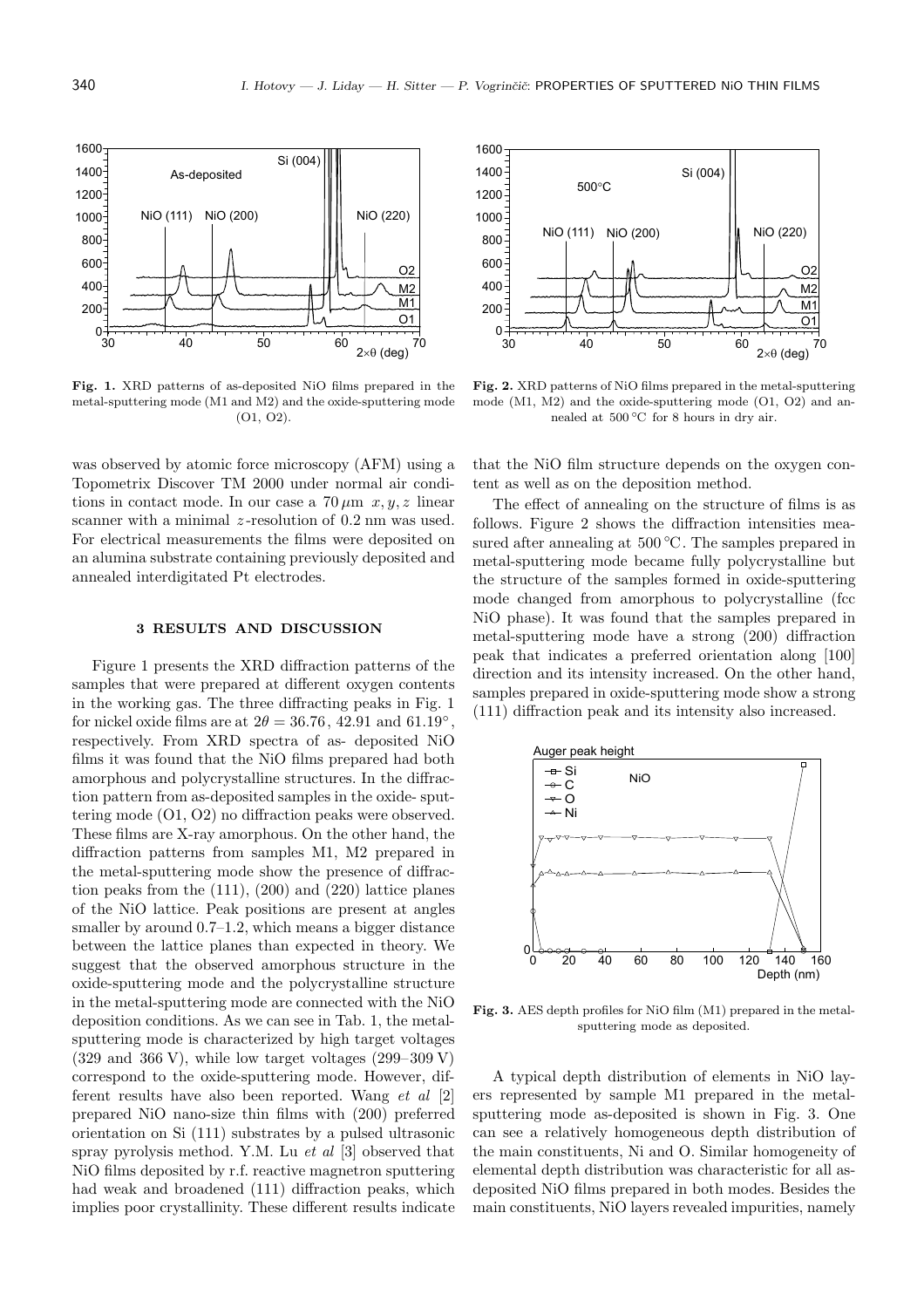**Fig. 1.** XRD patterns of as-deposited NiO films prepared in the metal-sputtering mode (M1 and M2) and the oxide-sputtering mode (O1, O2).

**Fig. 2.** XRD patterns of NiO films prepared in the metal-sputtering mode (M1, M2) and the oxide-sputtering mode (O1, O2) and annealed at 500 °C for 8 hours in dry air.

was observed by atomic force microscopy (AFM) using a Topometrix Discover TM 2000 under normal air conditions in contact mode. In our case a $70\,\mu$m $x, y, z$ linear scanner with a minimal $z$-resolution of 0.2 nm was used. For electrical measurements the films were deposited on an alumina substrate containing previously deposited and annealed interdigitated Pt electrodes.

### 3 RESULTS AND DISCUSSION

Figure 1 presents the XRD diffraction patterns of the samples that were prepared at different oxygen contents in the working gas. The three diffracting peaks in Fig. 1 for nickel oxide films are at $2\theta = 36.76$, 42.91 and $61.19^\circ$, respectively. From XRD spectra of as- deposited NiO films it was found that the NiO films prepared had both amorphous and polycrystalline structures. In the diffraction pattern from as-deposited samples in the oxide- sputtering mode (O1, O2) no diffraction peaks were observed. These films are X-ray amorphous. On the other hand, the diffraction patterns from samples M1, M2 prepared in the metal-sputtering mode show the presence of diffraction peaks from the (111), (200) and (220) lattice planes of the NiO lattice. Peak positions are present at angles smaller by around 0.7–1.2, which means a bigger distance between the lattice planes than expected in theory. We suggest that the observed amorphous structure in the oxide-sputtering mode and the polycrystalline structure in the metal-sputtering mode are connected with the NiO deposition conditions. As we can see in Tab. 1, the metal-sputtering mode is characterized by high target voltages (329 and 366 V), while low target voltages (299– 309 V) correspond to the oxide-sputtering mode. However, different results have also been reported. Wang *et al* [2] prepared NiO nano-size thin films with (200) preferred orientation on Si (111) substrates by a pulsed ultrasonic spray pyrolysis method. Y.M. Lu *et al* [3] observed that NiO films deposited by r.f. reactive magnetron sputtering had weak and broadened (111) diffraction peaks, which implies poor crystallinity. These different results indicate that the NiO film structure depends on the oxygen content as well as on the deposition method.

The effect of annealing on the structure of films is as follows. Figure 2 shows the diffraction intensities measured after annealing at 500 °C. The samples prepared in metal-sputtering mode became fully polycrystalline but the structure of the samples formed in oxide-sputtering mode changed from amorphous to polycrystalline (fcc NiO phase). It was found that the samples prepared in metal-sputtering mode have a strong (200) diffraction peak that indicates a preferred orientation along [100] direction and its intensity increased. On the other hand, samples prepared in oxide-sputtering mode show a strong (111) diffraction peak and its intensity also increased.

**Fig. 3.** AES depth profiles for NiO film (M1) prepared in the metal-sputtering mode as deposited.

A typical depth distribution of elements in NiO layers represented by sample M1 prepared in the metal-sputtering mode as-deposited is shown in Fig. 3. One can see a relatively homogeneous depth distribution of the main constituents, Ni and O. Similar homogeneity of elemental depth distribution was characteristic for all as-deposited NiO films prepared in both modes. Besides the main constituents, NiO layers revealed impurities, namely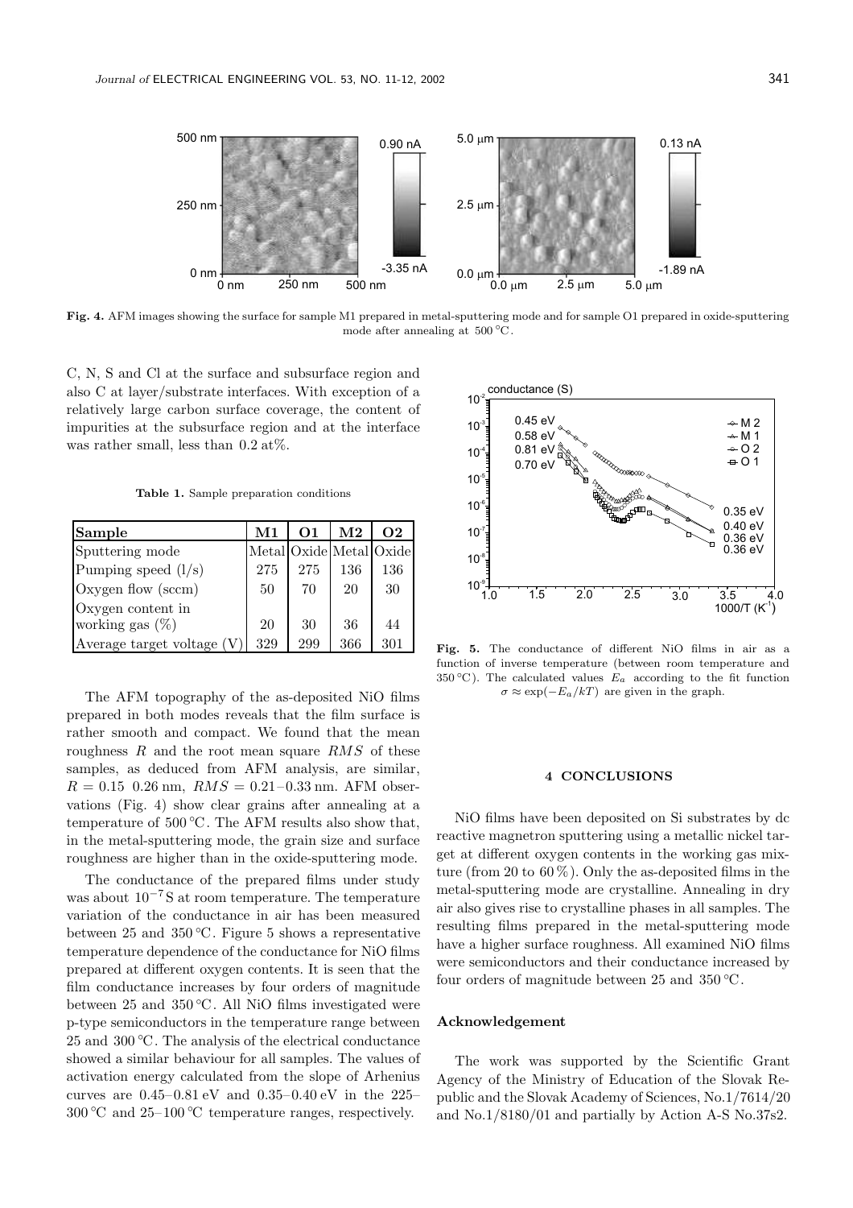**Fig. 4.** AFM images showing the surface for sample M1 prepared in metal-sputtering mode and for sample O1 prepared in oxide-sputtering mode after annealing at 500 °C.

C, N, S and Cl at the surface and subsurface region and also C at layer/substrate interfaces. With exception of a relatively large carbon surface coverage, the content of impurities at the subsurface region and at the interface was rather small, less than 0.2 at%.

**Table 1.** Sample preparation conditions

| Sample | M1 | O1 | M2 | O2 |
|---|---|---|---|---|
| Sputtering mode | Metal | Oxide | Metal | Oxide |
| Pumping speed (l/s) | 275 | 275 | 136 | 136 |
| Oxygen flow (sccm) | 50 | 70 | 20 | 30 |
| Oxygen content in working gas (%) | 20 | 30 | 36 | 44 |
| Average target voltage (V) | 329 | 299 | 366 | 301 |

The AFM topography of the as-deposited NiO films prepared in both modes reveals that the film surface is rather smooth and compact. We found that the mean roughness $R$ and the root mean square $RMS$ of these samples, as deduced from AFM analysis, are similar, $R = 0.15$ 0.26 nm, $RMS = 0.21$–0.33 nm. AFM observations (Fig. 4) show clear grains after annealing at a temperature of 500 °C. The AFM results also show that, in the metal-sputtering mode, the grain size and surface roughness are higher than in the oxide-sputtering mode.

The conductance of the prepared films under study was about $10^{-7}$ S at room temperature. The temperature variation of the conductance in air has been measured between 25 and 350 °C. Figure 5 shows a representative temperature dependence of the conductance for NiO films prepared at different oxygen contents. It is seen that the film conductance increases by four orders of magnitude between 25 and 350 °C. All NiO films investigated were p-type semiconductors in the temperature range between 25 and 300 °C. The analysis of the electrical conductance showed a similar behaviour for all samples. The values of activation energy calculated from the slope of Arhenius curves are 0.45–0.81 eV and 0.35–0.40 eV in the 225–300 °C and 25–100 °C temperature ranges, respectively.

**Fig. 5.** The conductance of different NiO films in air as a function of inverse temperature (between room temperature and 350 °C). The calculated values $E_a$ according to the fit function $\sigma \approx \exp(-E_a/kT)$ are given in the graph.

## 4 CONCLUSIONS

NiO films have been deposited on Si substrates by dc reactive magnetron sputtering using a metallic nickel target at different oxygen contents in the working gas mixture (from 20 to 60 %). Only the as-deposited films in the metal-sputtering mode are crystalline. Annealing in dry air also gives rise to crystalline phases in all samples. The resulting films prepared in the metal-sputtering mode have a higher surface roughness. All examined NiO films were semiconductors and their conductance increased by four orders of magnitude between 25 and 350 °C.

### Acknowledgement

The work was supported by the Scientific Grant Agency of the Ministry of Education of the Slovak Republic and the Slovak Academy of Sciences, No.1/7614/20 and No.1/8180/01 and partially by Action A-S No.37s2.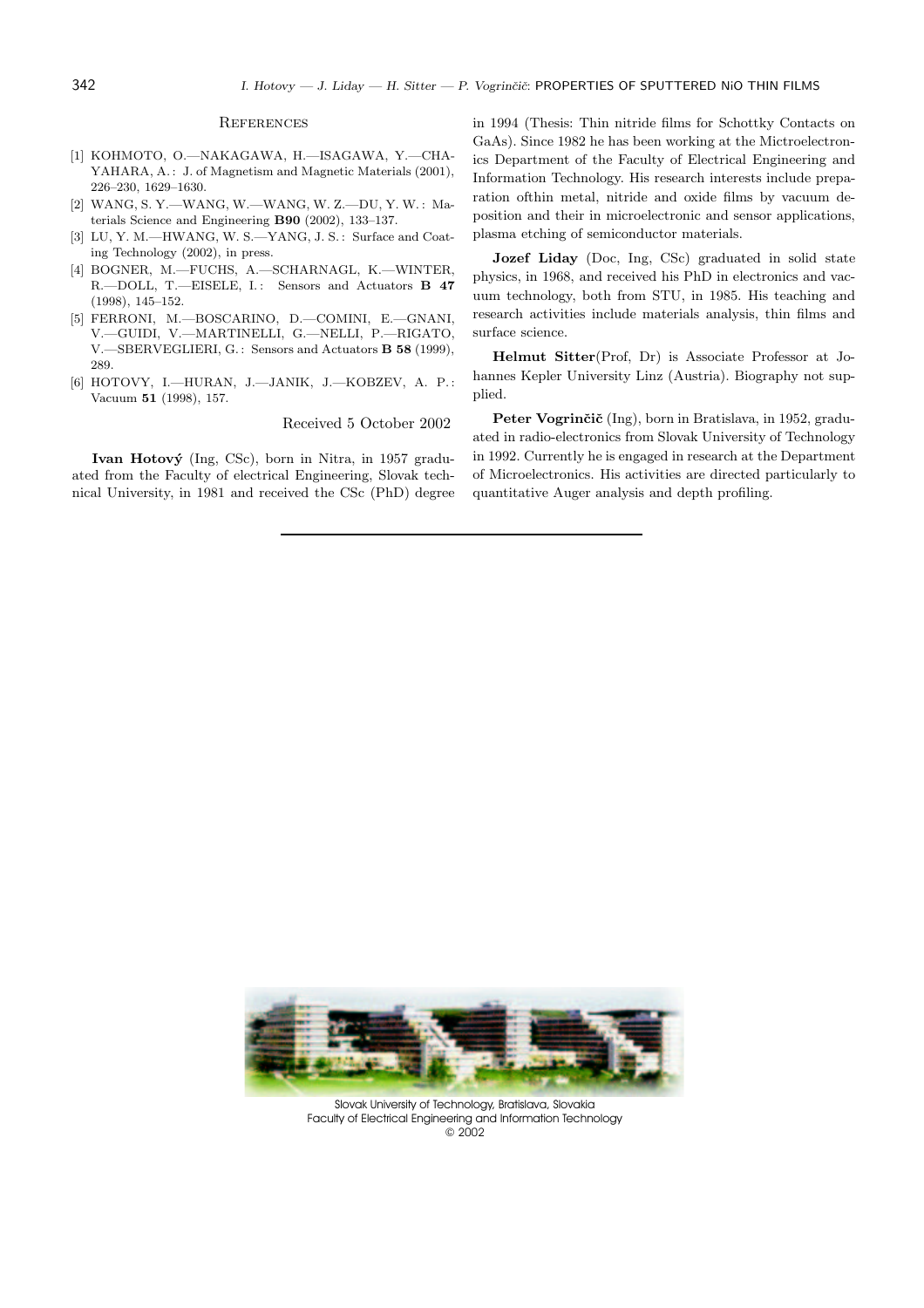## References

[1] KOHMOTO, O.—NAKAGAWA, H.—ISAGAWA, Y.—CHAYAHARA, A. : J. of Magnetism and Magnetic Materials (2001), 226–230, 1629–1630.

[2] WANG, S. Y.—WANG, W.—WANG, W. Z.—DU, Y. W. : Materials Science and Engineering **B90** (2002), 133–137.

[3] LU, Y. M.—HWANG, W. S.—YANG, J. S. : Surface and Coating Technology (2002), in press.

[4] BOGNER, M.—FUCHS, A.—SCHARNAGL, K.—WINTER, R.—DOLL, T.—EISELE, I. : Sensors and Actuators **B 47** (1998), 145–152.

[5] FERRONI, M.—BOSCARINO, D.—COMINI, E.—GNANI, V.—GUIDI, V.—MARTINELLI, G.—NELLI, P.—RIGATO, V.—SBERVEGLIERI, G. : Sensors and Actuators **B 58** (1999), 289.

[6] HOTOVY, I.—HURAN, J.—JANIK, J.—KOBZEV, A. P. : Vacuum **51** (1998), 157.

Received 5 October 2002

**Ivan Hotový** (Ing, CSc), born in Nitra, in 1957 graduated from the Faculty of electrical Engineering, Slovak technical University, in 1981 and received the CSc (PhD) degree in 1994 (Thesis: Thin nitride films for Schottky Contacts on GaAs). Since 1982 he has been working at the Mictroelectronics Department of the Faculty of Electrical Engineering and Information Technology. His research interests include preparation ofthin metal, nitride and oxide films by vacuum deposition and their in microelectronic and sensor applications, plasma etching of semiconductor materials.

**Jozef Liday** (Doc, Ing, CSc) graduated in solid state physics, in 1968, and received his PhD in electronics and vacuum technology, both from STU, in 1985. His teaching and research activities include materials analysis, thin films and surface science.

**Helmut Sitter**(Prof, Dr) is Associate Professor at Johannes Kepler University Linz (Austria). Biography not supplied.

**Peter Vogrinčič** (Ing), born in Bratislava, in 1952, graduated in radio-electronics from Slovak University of Technology in 1992. Currently he is engaged in research at the Department of Microelectronics. His activities are directed particularly to quantitative Auger analysis and depth profiling.

Slovak University of Technology, Bratislava, Slovakia
Faculty of Electrical Engineering and Information Technology
© 2002